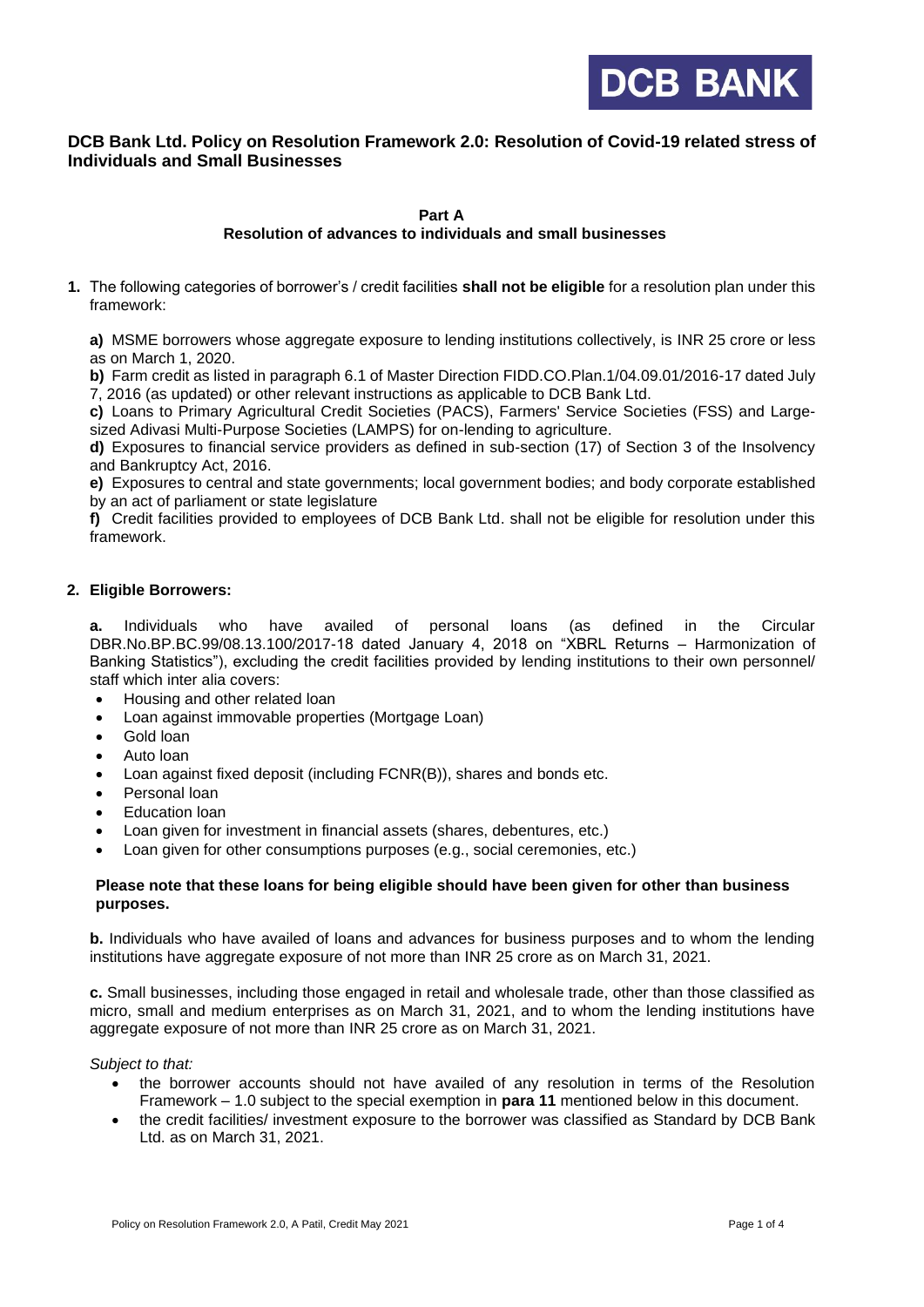DCB BANK

# DCB Bank Ltd. Policy on Resolution Framework 2.0: Resolution of Covid-19 related stress of Individuals and Small Businesses

## Part A
## Resolution of advances to individuals and small businesses

1. The following categories of borrower's / credit facilities **shall not be eligible** for a resolution plan under this framework:

   **a)** MSME borrowers whose aggregate exposure to lending institutions collectively, is INR 25 crore or less as on March 1, 2020.

   **b)** Farm credit as listed in paragraph 6.1 of Master Direction FIDD.CO.Plan.1/04.09.01/2016-17 dated July 7, 2016 (as updated) or other relevant instructions as applicable to DCB Bank Ltd.

   **c)** Loans to Primary Agricultural Credit Societies (PACS), Farmers' Service Societies (FSS) and Large-sized Adivasi Multi-Purpose Societies (LAMPS) for on-lending to agriculture.

   **d)** Exposures to financial service providers as defined in sub-section (17) of Section 3 of the Insolvency and Bankruptcy Act, 2016.

   **e)** Exposures to central and state governments; local government bodies; and body corporate established by an act of parliament or state legislature

   **f)** Credit facilities provided to employees of DCB Bank Ltd. shall not be eligible for resolution under this framework.

2. **Eligible Borrowers:**

   **a.** Individuals who have availed of personal loans (as defined in the Circular DBR.No.BP.BC.99/08.13.100/2017-18 dated January 4, 2018 on "XBRL Returns – Harmonization of Banking Statistics"), excluding the credit facilities provided by lending institutions to their own personnel/ staff which inter alia covers:

   - Housing and other related loan
   - Loan against immovable properties (Mortgage Loan)
   - Gold loan
   - Auto loan
   - Loan against fixed deposit (including FCNR(B)), shares and bonds etc.
   - Personal loan
   - Education loan
   - Loan given for investment in financial assets (shares, debentures, etc.)
   - Loan given for other consumptions purposes (e.g., social ceremonies, etc.)

   **Please note that these loans for being eligible should have been given for other than business purposes.**

   **b.** Individuals who have availed of loans and advances for business purposes and to whom the lending institutions have aggregate exposure of not more than INR 25 crore as on March 31, 2021.

   **c.** Small businesses, including those engaged in retail and wholesale trade, other than those classified as micro, small and medium enterprises as on March 31, 2021, and to whom the lending institutions have aggregate exposure of not more than INR 25 crore as on March 31, 2021.

   *Subject to that:*

   - the borrower accounts should not have availed of any resolution in terms of the Resolution Framework – 1.0 subject to the special exemption in **para 11** mentioned below in this document.
   - the credit facilities/ investment exposure to the borrower was classified as Standard by DCB Bank Ltd. as on March 31, 2021.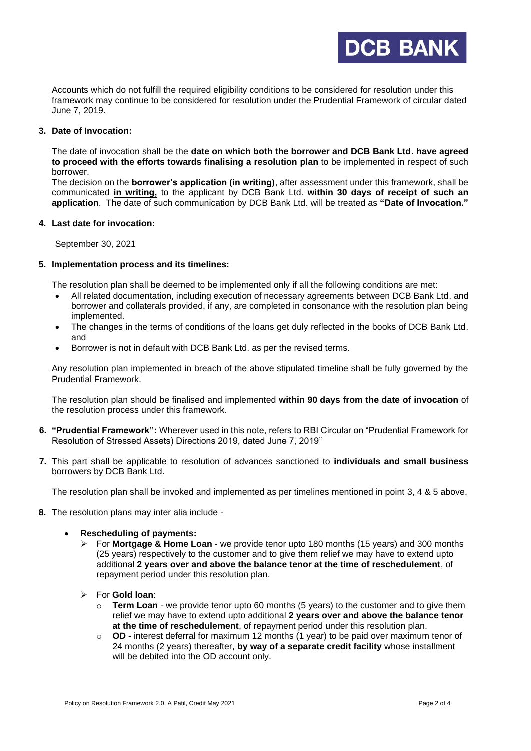Accounts which do not fulfill the required eligibility conditions to be considered for resolution under this framework may continue to be considered for resolution under the Prudential Framework of circular dated June 7, 2019.

**3. Date of Invocation:**

The date of invocation shall be the **date on which both the borrower and DCB Bank Ltd. have agreed to proceed with the efforts towards finalising a resolution plan** to be implemented in respect of such borrower.
The decision on the **borrower's application (in writing)**, after assessment under this framework, shall be communicated **in writing,** to the applicant by DCB Bank Ltd. **within 30 days of receipt of such an application**. The date of such communication by DCB Bank Ltd. will be treated as **"Date of Invocation."**

**4. Last date for invocation:**

September 30, 2021

**5. Implementation process and its timelines:**

The resolution plan shall be deemed to be implemented only if all the following conditions are met:

- All related documentation, including execution of necessary agreements between DCB Bank Ltd. and borrower and collaterals provided, if any, are completed in consonance with the resolution plan being implemented.
- The changes in the terms of conditions of the loans get duly reflected in the books of DCB Bank Ltd. and
- Borrower is not in default with DCB Bank Ltd. as per the revised terms.

Any resolution plan implemented in breach of the above stipulated timeline shall be fully governed by the Prudential Framework.

The resolution plan should be finalised and implemented **within 90 days from the date of invocation** of the resolution process under this framework.

**6. "Prudential Framework":** Wherever used in this note, refers to RBI Circular on "Prudential Framework for Resolution of Stressed Assets) Directions 2019, dated June 7, 2019''

**7.** This part shall be applicable to resolution of advances sanctioned to **individuals and small business** borrowers by DCB Bank Ltd.

The resolution plan shall be invoked and implemented as per timelines mentioned in point 3, 4 & 5 above.

**8.** The resolution plans may inter alia include -

- **Rescheduling of payments:**
  - For **Mortgage & Home Loan** - we provide tenor upto 180 months (15 years) and 300 months (25 years) respectively to the customer and to give them relief we may have to extend upto additional **2 years over and above the balance tenor at the time of reschedulement**, of repayment period under this resolution plan.
  - For **Gold loan**:
    - **Term Loan** - we provide tenor upto 60 months (5 years) to the customer and to give them relief we may have to extend upto additional **2 years over and above the balance tenor at the time of reschedulement**, of repayment period under this resolution plan.
    - **OD -** interest deferral for maximum 12 months (1 year) to be paid over maximum tenor of 24 months (2 years) thereafter, **by way of a separate credit facility** whose installment will be debited into the OD account only.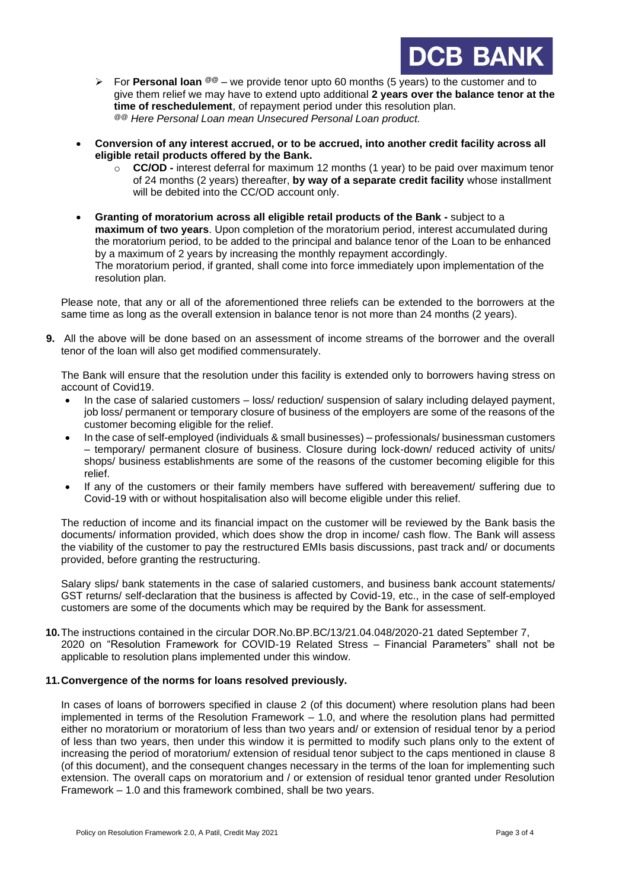- For **Personal loan** @@ – we provide tenor upto 60 months (5 years) to the customer and to give them relief we may have to extend upto additional **2 years over the balance tenor at the time of reschedulement**, of repayment period under this resolution plan.
  *@@ Here Personal Loan mean Unsecured Personal Loan product.*

- **Conversion of any interest accrued, or to be accrued, into another credit facility across all eligible retail products offered by the Bank.**
  - **CC/OD -** interest deferral for maximum 12 months (1 year) to be paid over maximum tenor of 24 months (2 years) thereafter, **by way of a separate credit facility** whose installment will be debited into the CC/OD account only.

- **Granting of moratorium across all eligible retail products of the Bank -** subject to a **maximum of two years**. Upon completion of the moratorium period, interest accumulated during the moratorium period, to be added to the principal and balance tenor of the Loan to be enhanced by a maximum of 2 years by increasing the monthly repayment accordingly.
  The moratorium period, if granted, shall come into force immediately upon implementation of the resolution plan.

Please note, that any or all of the aforementioned three reliefs can be extended to the borrowers at the same time as long as the overall extension in balance tenor is not more than 24 months (2 years).

**9.** All the above will be done based on an assessment of income streams of the borrower and the overall tenor of the loan will also get modified commensurately.

The Bank will ensure that the resolution under this facility is extended only to borrowers having stress on account of Covid19.

- In the case of salaried customers – loss/ reduction/ suspension of salary including delayed payment, job loss/ permanent or temporary closure of business of the employers are some of the reasons of the customer becoming eligible for the relief.
- In the case of self-employed (individuals & small businesses) – professionals/ businessman customers – temporary/ permanent closure of business. Closure during lock-down/ reduced activity of units/ shops/ business establishments are some of the reasons of the customer becoming eligible for this relief.
- If any of the customers or their family members have suffered with bereavement/ suffering due to Covid-19 with or without hospitalisation also will become eligible under this relief.

The reduction of income and its financial impact on the customer will be reviewed by the Bank basis the documents/ information provided, which does show the drop in income/ cash flow. The Bank will assess the viability of the customer to pay the restructured EMIs basis discussions, past track and/ or documents provided, before granting the restructuring.

Salary slips/ bank statements in the case of salaried customers, and business bank account statements/ GST returns/ self-declaration that the business is affected by Covid-19, etc., in the case of self-employed customers are some of the documents which may be required by the Bank for assessment.

**10.** The instructions contained in the circular DOR.No.BP.BC/13/21.04.048/2020-21 dated September 7, 2020 on "Resolution Framework for COVID-19 Related Stress – Financial Parameters" shall not be applicable to resolution plans implemented under this window.

**11. Convergence of the norms for loans resolved previously.**

In cases of loans of borrowers specified in clause 2 (of this document) where resolution plans had been implemented in terms of the Resolution Framework – 1.0, and where the resolution plans had permitted either no moratorium or moratorium of less than two years and/ or extension of residual tenor by a period of less than two years, then under this window it is permitted to modify such plans only to the extent of increasing the period of moratorium/ extension of residual tenor subject to the caps mentioned in clause 8 (of this document), and the consequent changes necessary in the terms of the loan for implementing such extension. The overall caps on moratorium and / or extension of residual tenor granted under Resolution Framework – 1.0 and this framework combined, shall be two years.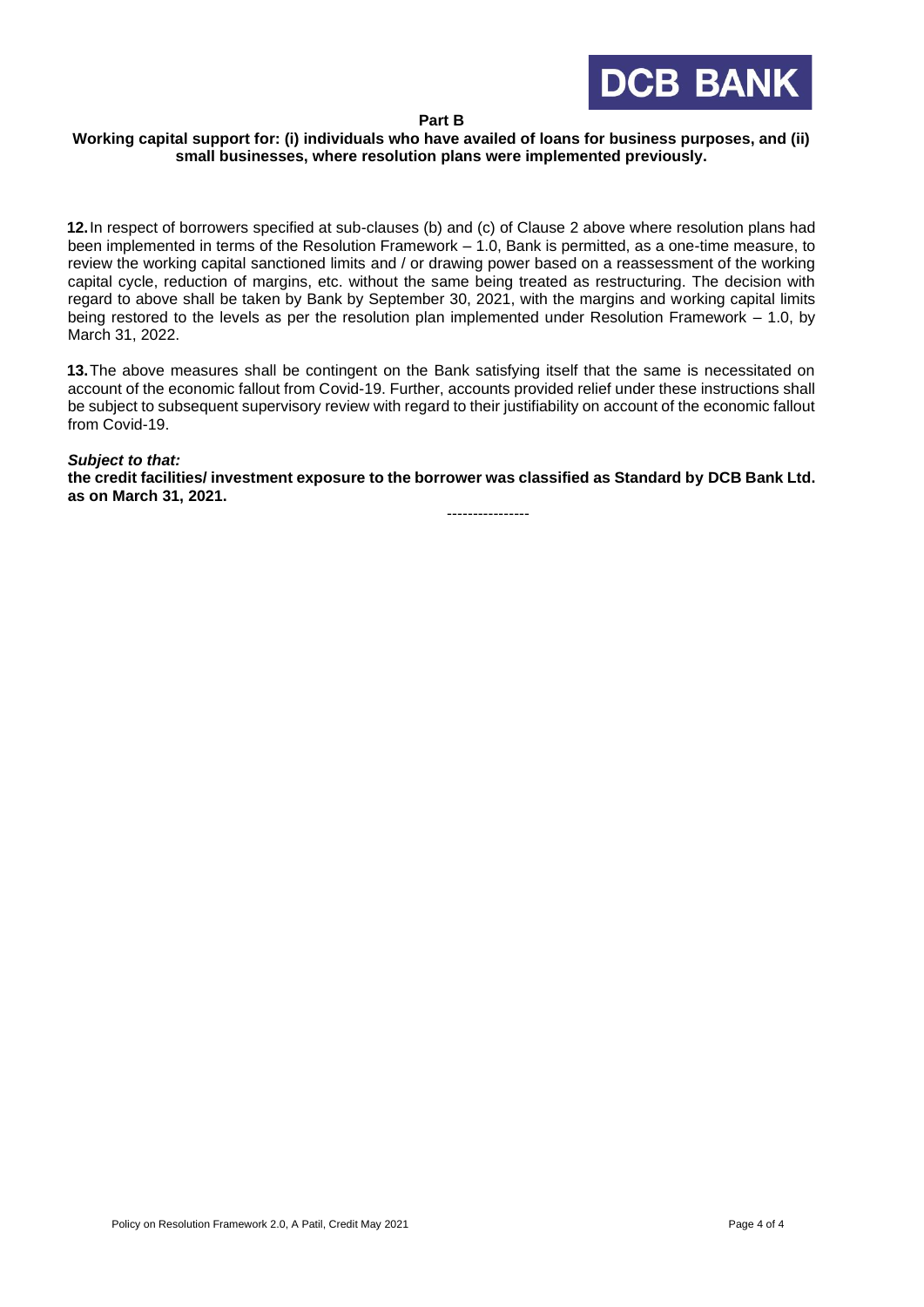**Part B**

**Working capital support for: (i) individuals who have availed of loans for business purposes, and (ii) small businesses, where resolution plans were implemented previously.**

**12.** In respect of borrowers specified at sub-clauses (b) and (c) of Clause 2 above where resolution plans had been implemented in terms of the Resolution Framework – 1.0, Bank is permitted, as a one-time measure, to review the working capital sanctioned limits and / or drawing power based on a reassessment of the working capital cycle, reduction of margins, etc. without the same being treated as restructuring. The decision with regard to above shall be taken by Bank by September 30, 2021, with the margins and working capital limits being restored to the levels as per the resolution plan implemented under Resolution Framework – 1.0, by March 31, 2022.

**13.** The above measures shall be contingent on the Bank satisfying itself that the same is necessitated on account of the economic fallout from Covid-19. Further, accounts provided relief under these instructions shall be subject to subsequent supervisory review with regard to their justifiability on account of the economic fallout from Covid-19.

***Subject to that:***

**the credit facilities/ investment exposure to the borrower was classified as Standard by DCB Bank Ltd. as on March 31, 2021.**

----------------